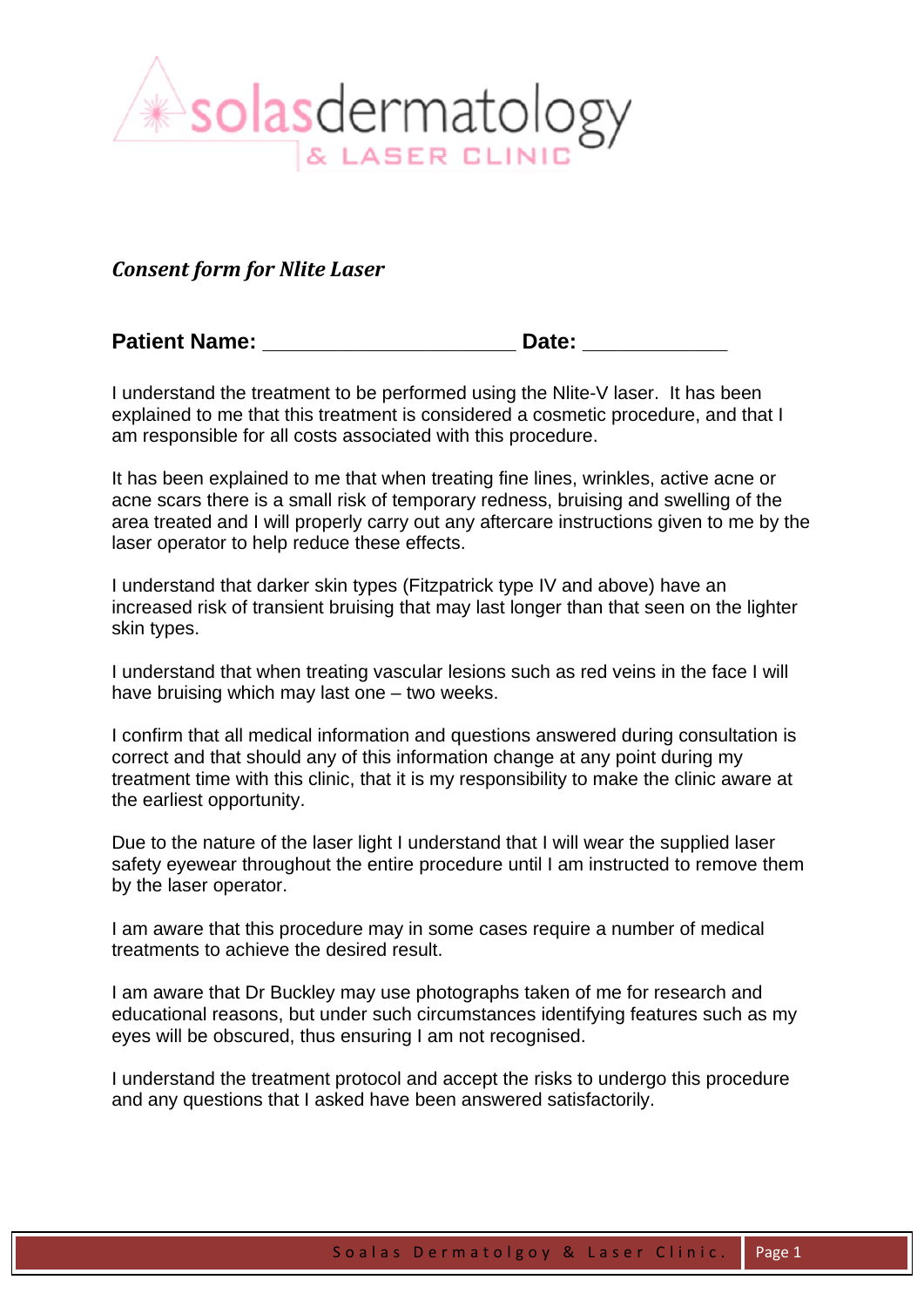solasdermatology
& LASER CLINIC

*Consent form for Nlite Laser*

**Patient Name: ____________________ Date: ____________**

I understand the treatment to be performed using the Nlite-V laser. It has been explained to me that this treatment is considered a cosmetic procedure, and that I am responsible for all costs associated with this procedure.

It has been explained to me that when treating fine lines, wrinkles, active acne or acne scars there is a small risk of temporary redness, bruising and swelling of the area treated and I will properly carry out any aftercare instructions given to me by the laser operator to help reduce these effects.

I understand that darker skin types (Fitzpatrick type IV and above) have an increased risk of transient bruising that may last longer than that seen on the lighter skin types.

I understand that when treating vascular lesions such as red veins in the face I will have bruising which may last one – two weeks.

I confirm that all medical information and questions answered during consultation is correct and that should any of this information change at any point during my treatment time with this clinic, that it is my responsibility to make the clinic aware at the earliest opportunity.

Due to the nature of the laser light I understand that I will wear the supplied laser safety eyewear throughout the entire procedure until I am instructed to remove them by the laser operator.

I am aware that this procedure may in some cases require a number of medical treatments to achieve the desired result.

I am aware that Dr Buckley may use photographs taken of me for research and educational reasons, but under such circumstances identifying features such as my eyes will be obscured, thus ensuring I am not recognised.

I understand the treatment protocol and accept the risks to undergo this procedure and any questions that I asked have been answered satisfactorily.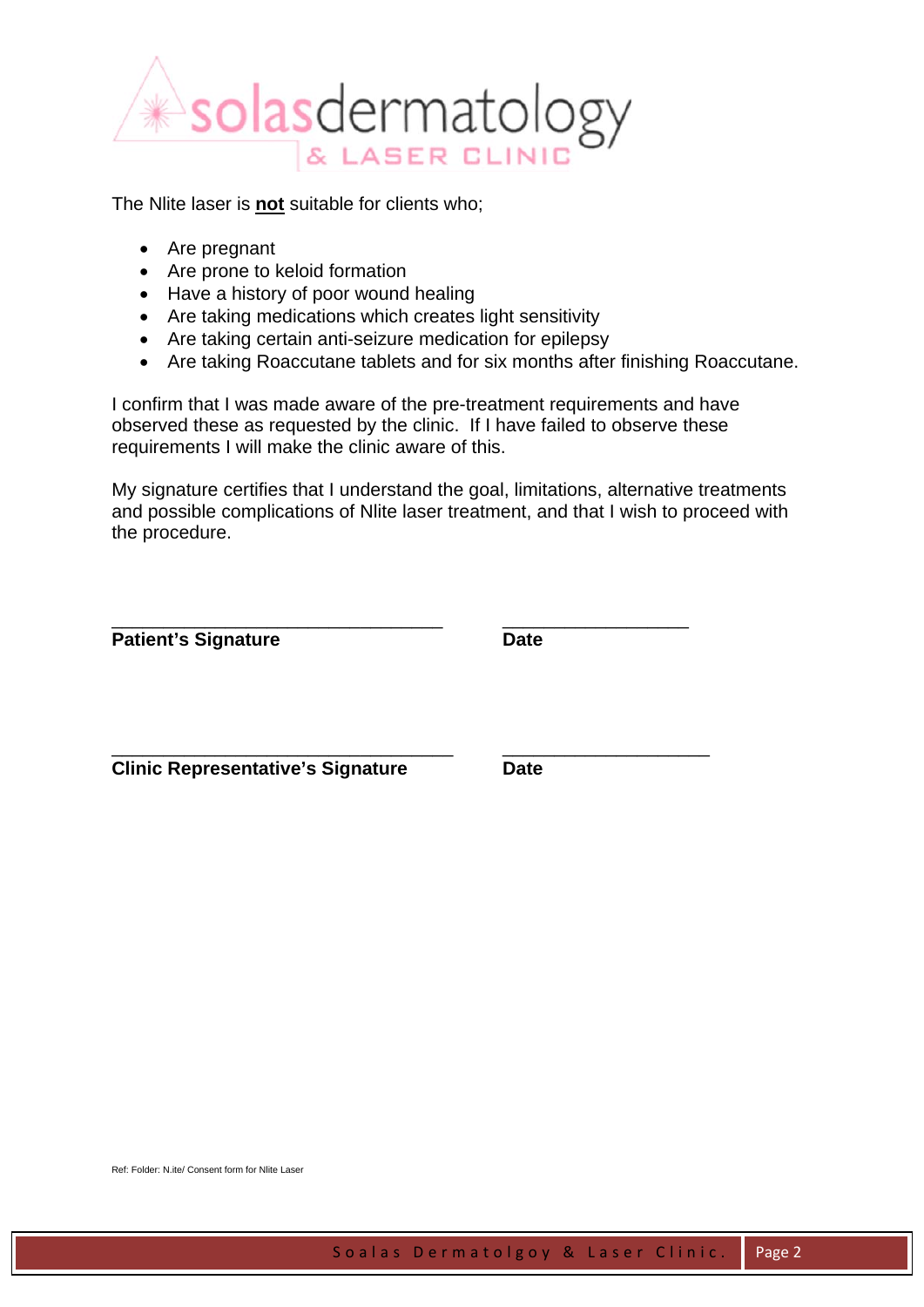The Nlite laser is **not** suitable for clients who;

- Are pregnant
- Are prone to keloid formation
- Have a history of poor wound healing
- Are taking medications which creates light sensitivity
- Are taking certain anti-seizure medication for epilepsy
- Are taking Roaccutane tablets and for six months after finishing Roaccutane.

I confirm that I was made aware of the pre-treatment requirements and have observed these as requested by the clinic. If I have failed to observe these requirements I will make the clinic aware of this.

My signature certifies that I understand the goal, limitations, alternative treatments and possible complications of Nlite laser treatment, and that I wish to proceed with the procedure.

\_\_\_\_\_\_\_\_\_\_\_\_\_\_\_\_\_\_\_\_\_\_\_\_\_\_\_\_\_\_\_\_\_\_\_ \_\_\_\_\_\_\_\_\_\_\_\_\_\_\_\_\_\_\_\_

**Patient's Signature** **Date**

\_\_\_\_\_\_\_\_\_\_\_\_\_\_\_\_\_\_\_\_\_\_\_\_\_\_\_\_\_\_\_\_\_\_\_ \_\_\_\_\_\_\_\_\_\_\_\_\_\_\_\_\_\_\_\_

**Clinic Representative's Signature** **Date**

Ref: Folder: N.ite/ Consent form for Nlite Laser